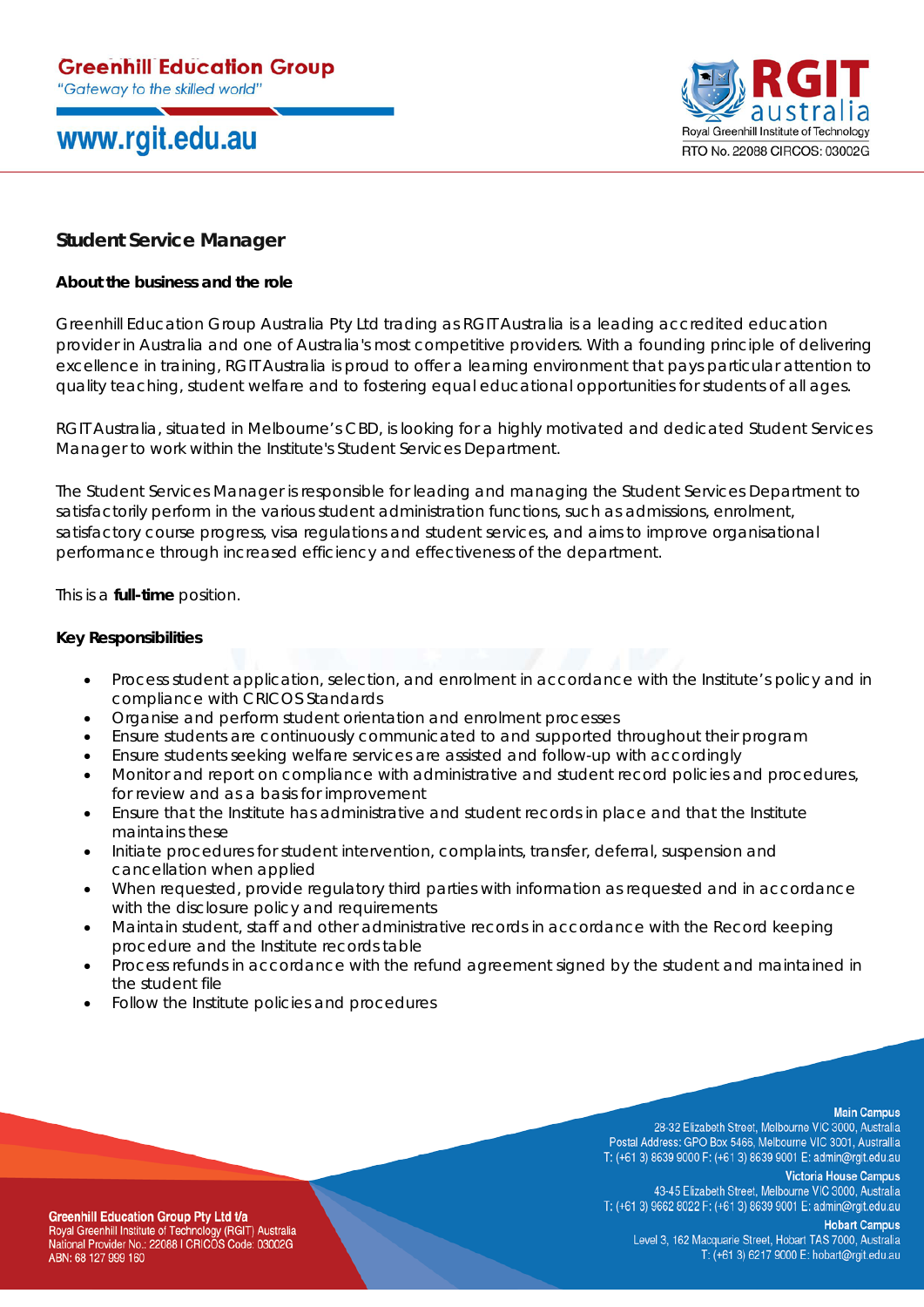# Student Service Manager

### About the business and the role

Greenhill Education Group Australia Pty Ltd trading as RGIT Australia is a leading accredited education provider in Australia and one of Australia's most competitive providers. With a founding principle of delivering excellence in training, RGIT Australia is proud to offer a learning environment that pays particular attention to quality teaching, student welfare and to fostering equal educational opportunities for students of all ages.

RGIT Australia, situated in Melbourne's CBD, is looking for a highly motivated and dedicated Student Services Manager to work within the Institute's Student Services Department.

The Student Services Manager is responsible for leading and managing the Student Services Department to satisfactorily perform in the various student administration functions, such as admissions, enrolment, satisfactory course progress, visa regulations and student services, and aims to improve organisational performance through increased efficiency and effectiveness of the department.

This is a **full-time** position.

### Key Responsibilities

- Process student application, selection, and enrolment in accordance with the Institute's policy and in compliance with CRICOS Standards
- Organise and perform student orientation and enrolment processes
- Ensure students are continuously communicated to and supported throughout their program
- Ensure students seeking welfare services are assisted and follow-up with accordingly
- Monitor and report on compliance with administrative and student record policies and procedures, for review and as a basis for improvement
- Ensure that the Institute has administrative and student records in place and that the Institute maintains these
- Initiate procedures for student intervention, complaints, transfer, deferral, suspension and cancellation when applied
- When requested, provide regulatory third parties with information as requested and in accordance with the disclosure policy and requirements
- Maintain student, staff and other administrative records in accordance with the Record keeping procedure and the Institute records table
- Process refunds in accordance with the refund agreement signed by the student and maintained in the student file
- Follow the Institute policies and procedures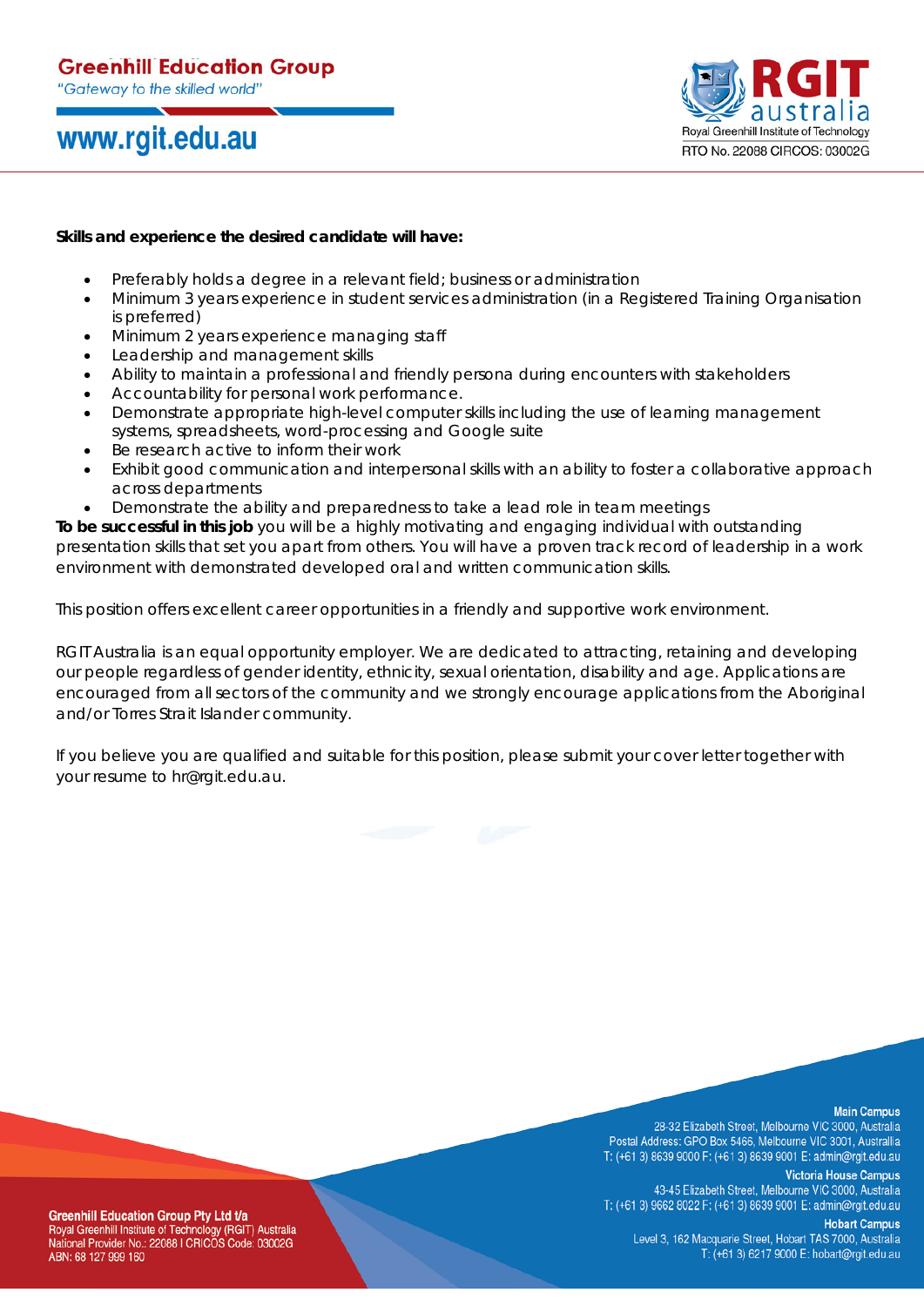**Skills and experience the desired candidate will have:**

- Preferably holds a degree in a relevant field; business or administration
- Minimum 3 years experience in student services administration (in a Registered Training Organisation is preferred)
- Minimum 2 years experience managing staff
- Leadership and management skills
- Ability to maintain a professional and friendly persona during encounters with stakeholders
- Accountability for personal work performance.
- Demonstrate appropriate high-level computer skills including the use of learning management systems, spreadsheets, word-processing and Google suite
- Be research active to inform their work
- Exhibit good communication and interpersonal skills with an ability to foster a collaborative approach across departments
- Demonstrate the ability and preparedness to take a lead role in team meetings

**To be successful in this job** you will be a highly motivating and engaging individual with outstanding presentation skills that set you apart from others. You will have a proven track record of leadership in a work environment with demonstrated developed oral and written communication skills.

This position offers excellent career opportunities in a friendly and supportive work environment.

RGIT Australia is an equal opportunity employer. We are dedicated to attracting, retaining and developing our people regardless of gender identity, ethnicity, sexual orientation, disability and age. Applications are encouraged from all sectors of the community and we strongly encourage applications from the Aboriginal and/or Torres Strait Islander community.

If you believe you are qualified and suitable for this position, please submit your cover letter together with your resume to hr@rgit.edu.au.